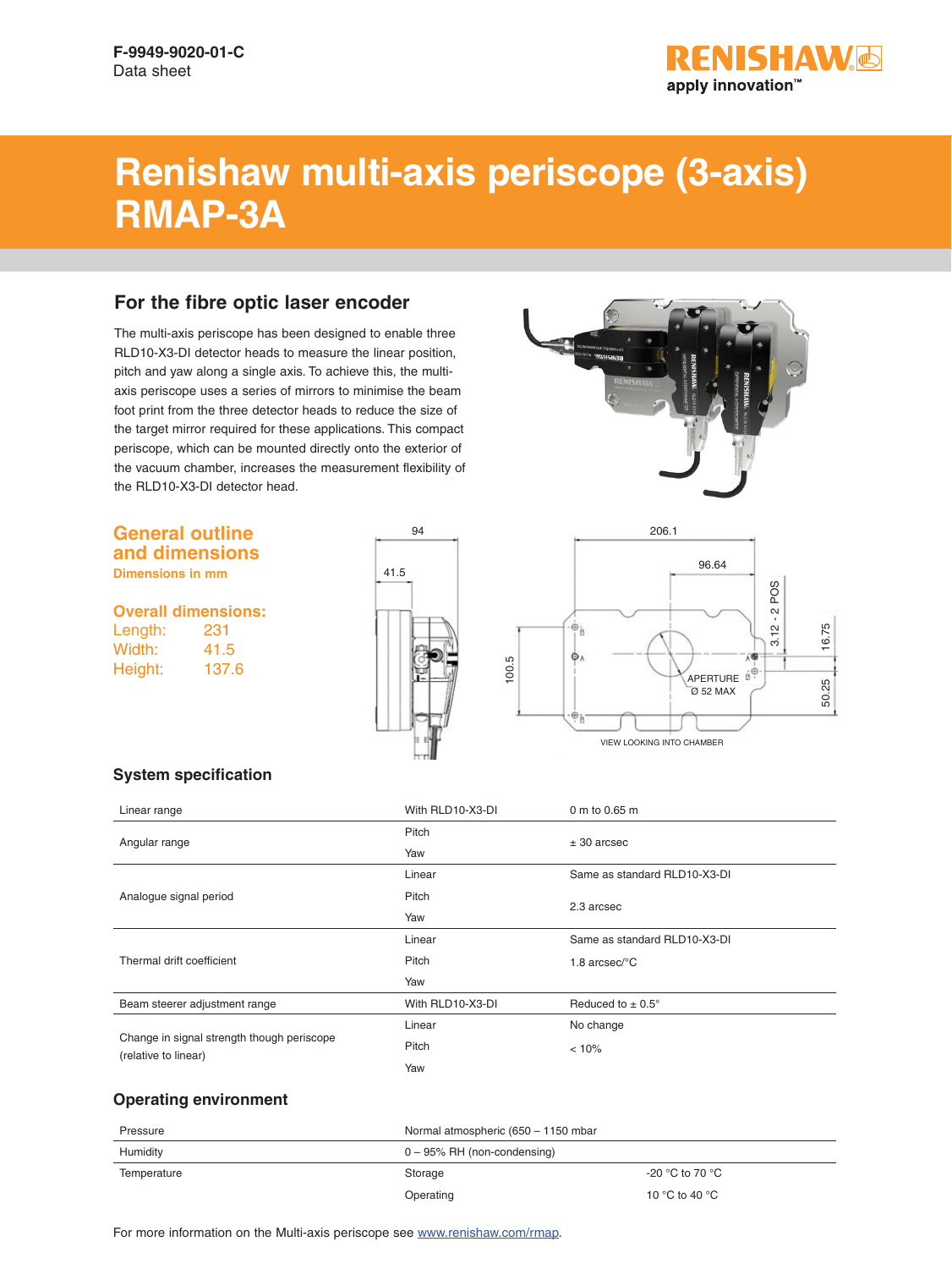F-9949-9020-01-C
Data sheet

# Renishaw multi-axis periscope (3-axis) RMAP-3A

## For the fibre optic laser encoder

The multi-axis periscope has been designed to enable three RLD10-X3-DI detector heads to measure the linear position, pitch and yaw along a single axis. To achieve this, the multi-axis periscope uses a series of mirrors to minimise the beam foot print from the three detector heads to reduce the size of the target mirror required for these applications. This compact periscope, which can be mounted directly onto the exterior of the vacuum chamber, increases the measurement flexibility of the RLD10-X3-DI detector head.

## General outline and dimensions

Dimensions in mm

### Overall dimensions:

Length: 231
Width: 41.5
Height: 137.6

## System specification

| | | |
|---|---|---|
| Linear range | With RLD10-X3-DI | 0 m to 0.65 m |
| Angular range | Pitch | ± 30 arcsec |
| | Yaw | |
| Analogue signal period | Linear | Same as standard RLD10-X3-DI |
| | Pitch | 2.3 arcsec |
| | Yaw | |
| Thermal drift coefficient | Linear | Same as standard RLD10-X3-DI |
| | Pitch | 1.8 arcsec/°C |
| | Yaw | |
| Beam steerer adjustment range | With RLD10-X3-DI | Reduced to ± 0.5° |
| Change in signal strength though periscope (relative to linear) | Linear | No change |
| | Pitch | < 10% |
| | Yaw | |

## Operating environment

| | | |
|---|---|---|
| Pressure | Normal atmospheric (650 – 1150 mbar | |
| Humidity | 0 – 95% RH (non-condensing) | |
| Temperature | Storage | -20 °C to 70 °C |
| | Operating | 10 °C to 40 °C |

For more information on the Multi-axis periscope see www.renishaw.com/rmap.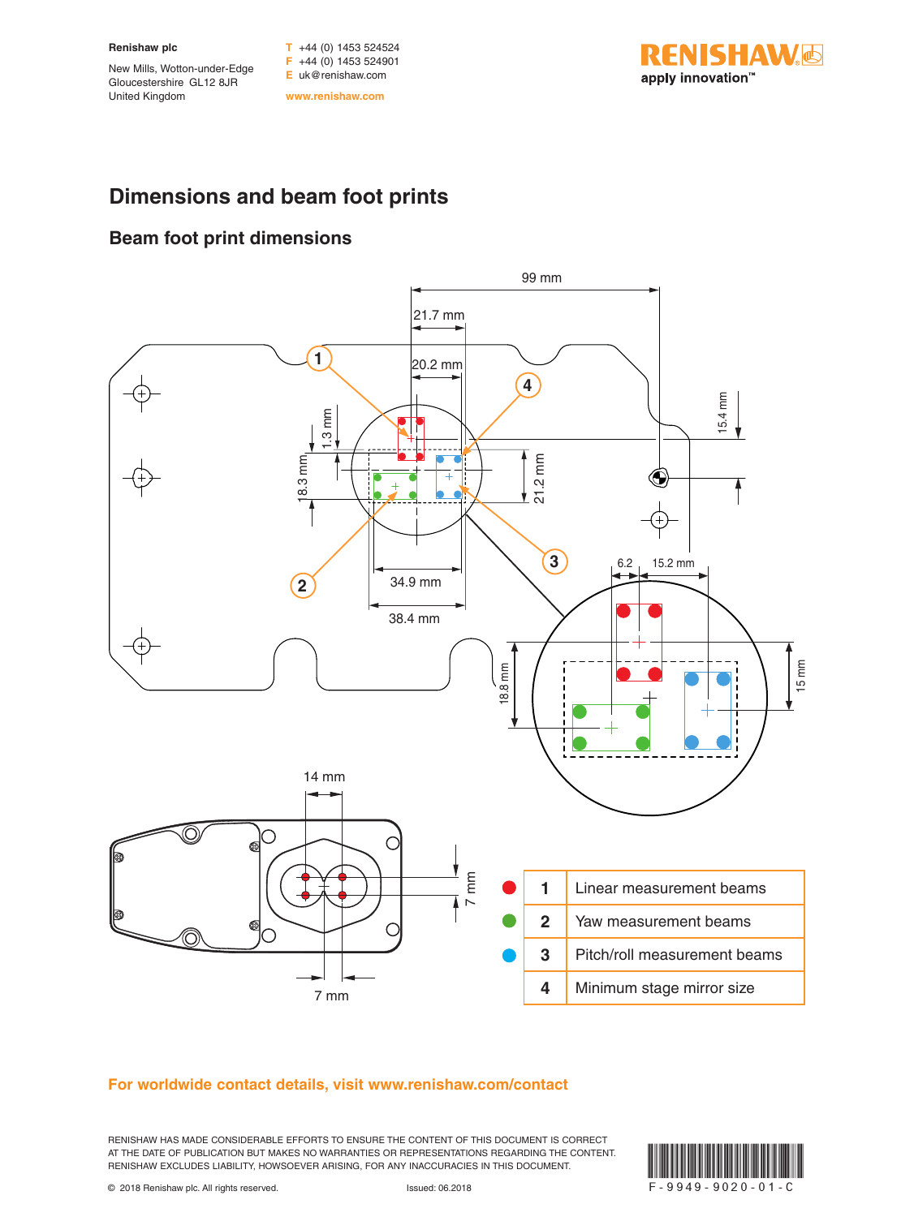Renishaw plc

New Mills, Wotton-under-Edge
Gloucestershire GL12 8JR
United Kingdom

T +44 (0) 1453 524524
F +44 (0) 1453 524901
E uk@renishaw.com

www.renishaw.com

# Dimensions and beam foot prints

## Beam foot print dimensions

99 mm
21.7 mm
20.2 mm
15.4 mm
1.3 mm
18.3 mm
21.2 mm
34.9 mm
38.4 mm
6.2
15.2 mm
18.8 mm
15 mm
14 mm
7 mm
7 mm

| | | |
|---|---|---|
| 🔴 | 1 | Linear measurement beams |
| 🟢 | 2 | Yaw measurement beams |
| 🔵 | 3 | Pitch/roll measurement beams |
| | 4 | Minimum stage mirror size |

**For worldwide contact details, visit www.renishaw.com/contact**

RENISHAW HAS MADE CONSIDERABLE EFFORTS TO ENSURE THE CONTENT OF THIS DOCUMENT IS CORRECT AT THE DATE OF PUBLICATION BUT MAKES NO WARRANTIES OR REPRESENTATIONS REGARDING THE CONTENT. RENISHAW EXCLUDES LIABILITY, HOWSOEVER ARISING, FOR ANY INACCURACIES IN THIS DOCUMENT.

© 2018 Renishaw plc. All rights reserved.

Issued: 06.2018

F-9949-9020-01-C